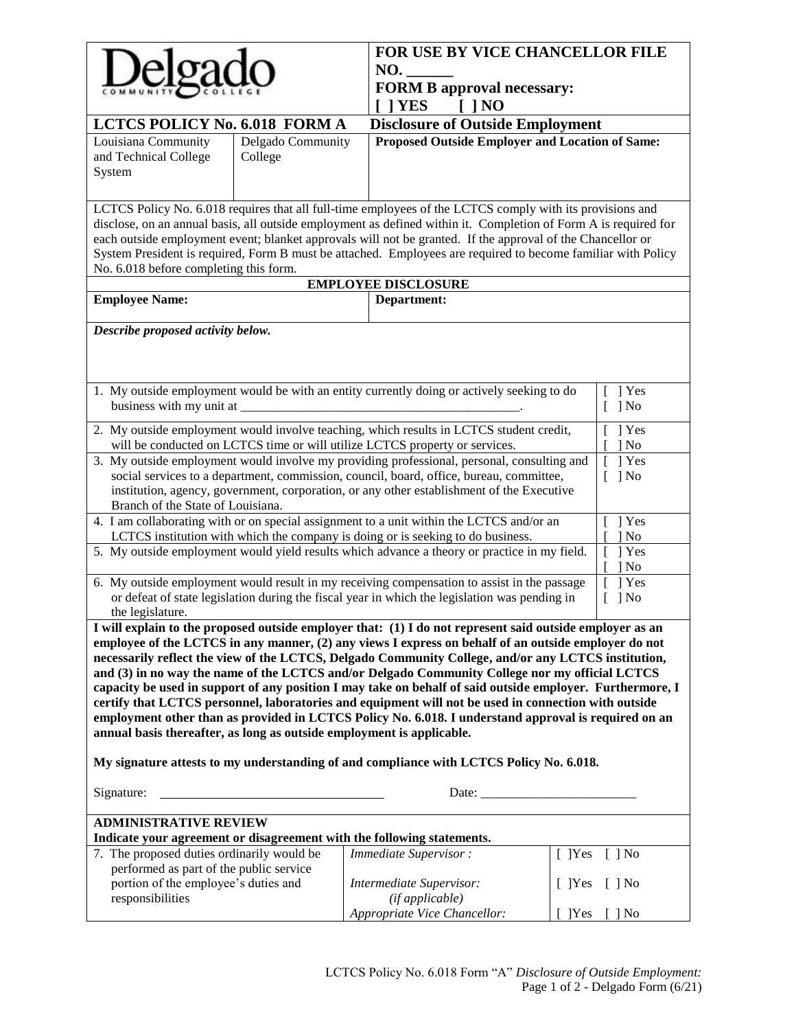Delgado Community College

**FOR USE BY VICE CHANCELLOR FILE NO. ______**
**FORM B approval necessary:**
**[ ] YES [ ] NO**

## LCTCS POLICY No. 6.018 FORM A — Disclosure of Outside Employment

| Louisiana Community and Technical College System | Delgado Community College | **Proposed Outside Employer and Location of Same:** |
|---|---|---|

LCTCS Policy No. 6.018 requires that all full-time employees of the LCTCS comply with its provisions and disclose, on an annual basis, all outside employment as defined within it. Completion of Form A is required for each outside employment event; blanket approvals will not be granted. If the approval of the Chancellor or System President is required, Form B must be attached. Employees are required to become familiar with Policy No. 6.018 before completing this form.

### EMPLOYEE DISCLOSURE

| **Employee Name:** | **Department:** |
|---|---|

***Describe proposed activity below.***

| Statement | Response |
|---|---|
| 1. My outside employment would be with an entity currently doing or actively seeking to do business with my unit at ___________________________________________. | [ ] Yes [ ] No |
| 2. My outside employment would involve teaching, which results in LCTCS student credit, will be conducted on LCTCS time or will utilize LCTCS property or services. | [ ] Yes [ ] No |
| 3. My outside employment would involve my providing professional, personal, consulting and social services to a department, commission, council, board, office, bureau, committee, institution, agency, government, corporation, or any other establishment of the Executive Branch of the State of Louisiana. | [ ] Yes [ ] No |
| 4. I am collaborating with or on special assignment to a unit within the LCTCS and/or an LCTCS institution with which the company is doing or is seeking to do business. | [ ] Yes [ ] No |
| 5. My outside employment would yield results which advance a theory or practice in my field. | [ ] Yes [ ] No |
| 6. My outside employment would result in my receiving compensation to assist in the passage or defeat of state legislation during the fiscal year in which the legislation was pending in the legislature. | [ ] Yes [ ] No |

**I will explain to the proposed outside employer that: (1) I do not represent said outside employer as an employee of the LCTCS in any manner, (2) any views I express on behalf of an outside employer do not necessarily reflect the view of the LCTCS, Delgado Community College, and/or any LCTCS institution, and (3) in no way the name of the LCTCS and/or Delgado Community College nor my official LCTCS capacity be used in support of any position I may take on behalf of said outside employer. Furthermore, I certify that LCTCS personnel, laboratories and equipment will not be used in connection with outside employment other than as provided in LCTCS Policy No. 6.018. I understand approval is required on an annual basis thereafter, as long as outside employment is applicable.**

**My signature attests to my understanding of and compliance with LCTCS Policy No. 6.018.**

Signature: ______________________________ Date: ________________________

### ADMINISTRATIVE REVIEW

**Indicate your agreement or disagreement with the following statements.**

| Statement | Reviewer | Response |
|---|---|---|
| 7. The proposed duties ordinarily would be performed as part of the public service portion of the employee's duties and responsibilities | *Immediate Supervisor :* | [ ]Yes [ ] No |
| | *Intermediate Supervisor: (if applicable)* | [ ]Yes [ ] No |
| | *Appropriate Vice Chancellor:* | [ ]Yes [ ] No |

LCTCS Policy No. 6.018 Form "A" *Disclosure of Outside Employment:*
Delgado Form (6/21)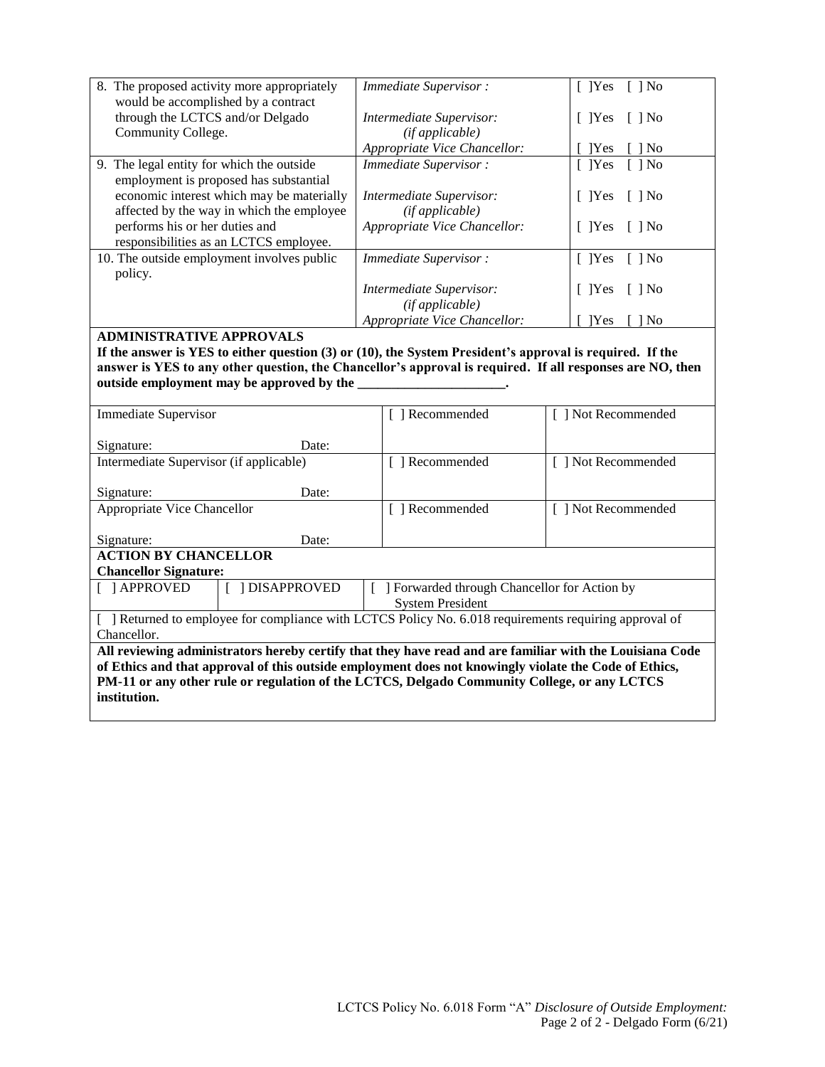| | | |
|---|---|---|
| 8. The proposed activity more appropriately would be accomplished by a contract through the LCTCS and/or Delgado Community College. | *Immediate Supervisor :* | [ ]Yes [ ] No |
| | *Intermediate Supervisor: (if applicable)* | [ ]Yes [ ] No |
| | *Appropriate Vice Chancellor:* | [ ]Yes [ ] No |
| 9. The legal entity for which the outside employment is proposed has substantial economic interest which may be materially affected by the way in which the employee performs his or her duties and responsibilities as an LCTCS employee. | *Immediate Supervisor :* | [ ]Yes [ ] No |
| | *Intermediate Supervisor: (if applicable)* | [ ]Yes [ ] No |
| | *Appropriate Vice Chancellor:* | [ ]Yes [ ] No |
| 10. The outside employment involves public policy. | *Immediate Supervisor :* | [ ]Yes [ ] No |
| | *Intermediate Supervisor: (if applicable)* | [ ]Yes [ ] No |
| | *Appropriate Vice Chancellor:* | [ ]Yes [ ] No |

**ADMINISTRATIVE APPROVALS**

**If the answer is YES to either question (3) or (10), the System President's approval is required. If the answer is YES to any other question, the Chancellor's approval is required. If all responses are NO, then outside employment may be approved by the \_\_\_\_\_\_\_\_\_\_\_\_\_\_\_\_\_\_\_\_\_\_.**

| | | |
|---|---|---|
| Immediate Supervisor<br><br>Signature: Date: | [ ] Recommended | [ ] Not Recommended |
| Intermediate Supervisor (if applicable)<br><br>Signature: Date: | [ ] Recommended | [ ] Not Recommended |
| Appropriate Vice Chancellor<br><br>Signature: Date: | [ ] Recommended | [ ] Not Recommended |

**ACTION BY CHANCELLOR**

**Chancellor Signature:**

| | | |
|---|---|---|
| [ ] APPROVED | [ ] DISAPPROVED | [ ] Forwarded through Chancellor for Action by System President |

[ ] Returned to employee for compliance with LCTCS Policy No. 6.018 requirements requiring approval of Chancellor.

**All reviewing administrators hereby certify that they have read and are familiar with the Louisiana Code of Ethics and that approval of this outside employment does not knowingly violate the Code of Ethics, PM-11 or any other rule or regulation of the LCTCS, Delgado Community College, or any LCTCS institution.**

LCTCS Policy No. 6.018 Form "A" *Disclosure of Outside Employment:*
Delgado Form (6/21)